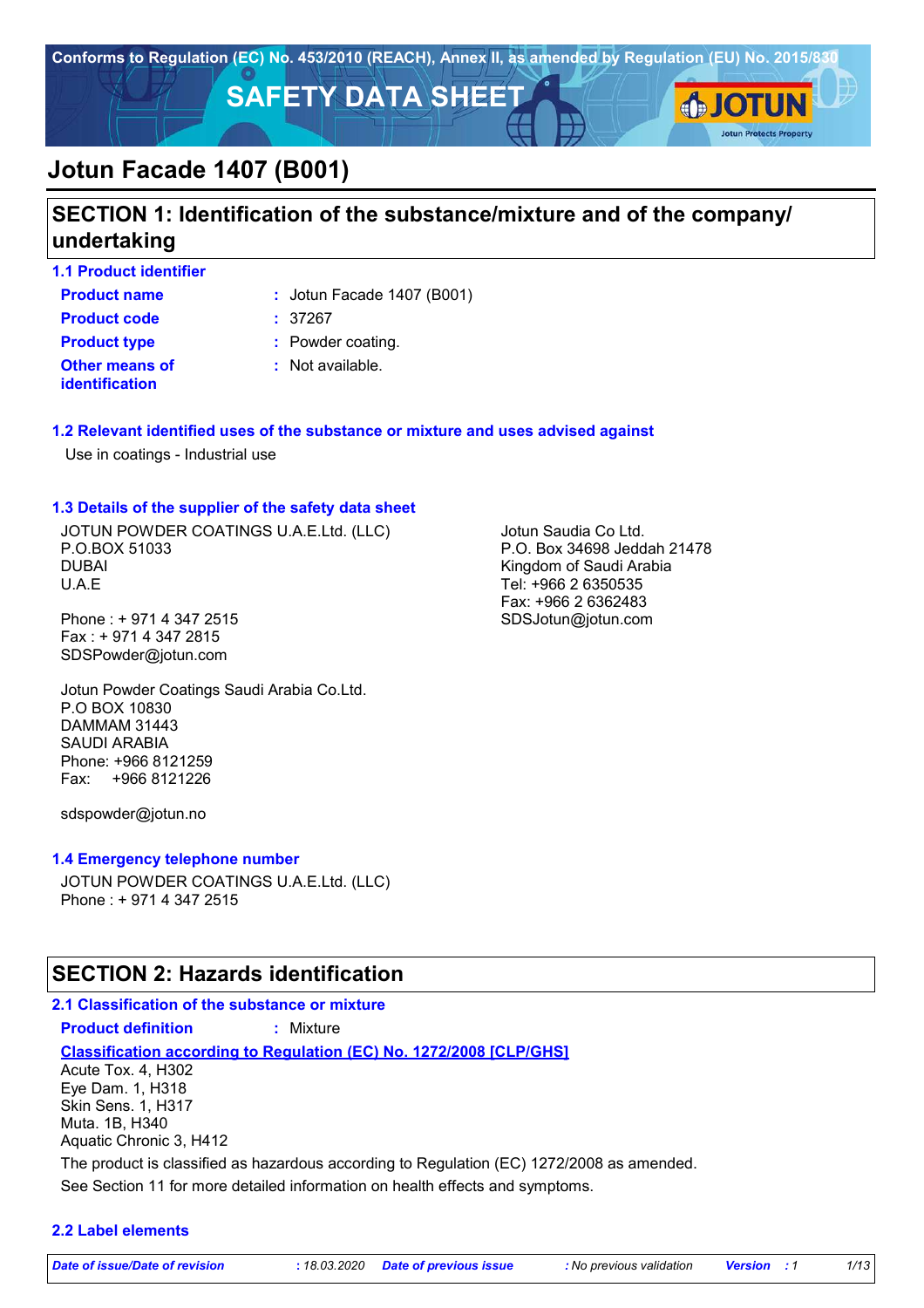Conforms to Regulation (EC) No. 453/2010 (REACH), Annex II, as amended by Regulation (EU) No. 2015/830

# SAFETY DATA SHEET

JOTUN
Jotun Protects Property

# Jotun Facade 1407 (B001)

## SECTION 1: Identification of the substance/mixture and of the company/ undertaking

### 1.1 Product identifier

| | | |
|---|---|---|
| **Product name** | : | Jotun Facade 1407 (B001) |
| **Product code** | : | 37267 |
| **Product type** | : | Powder coating. |
| **Other means of identification** | : | Not available. |

### 1.2 Relevant identified uses of the substance or mixture and uses advised against

Use in coatings - Industrial use

### 1.3 Details of the supplier of the safety data sheet

JOTUN POWDER COATINGS U.A.E.Ltd. (LLC)
P.O.BOX 51033
DUBAI
U.A.E

Phone : + 971 4 347 2515
Fax : + 971 4 347 2815
SDSPowder@jotun.com

Jotun Powder Coatings Saudi Arabia Co.Ltd.
P.O BOX 10830
DAMMAM 31443
SAUDI ARABIA
Phone: +966 8121259
Fax: +966 8121226

sdspowder@jotun.no

Jotun Saudia Co Ltd.
P.O. Box 34698 Jeddah 21478
Kingdom of Saudi Arabia
Tel: +966 2 6350535
Fax: +966 2 6362483
SDSJotun@jotun.com

### 1.4 Emergency telephone number

JOTUN POWDER COATINGS U.A.E.Ltd. (LLC)
Phone : + 971 4 347 2515

## SECTION 2: Hazards identification

### 2.1 Classification of the substance or mixture

**Product definition** : Mixture

**Classification according to Regulation (EC) No. 1272/2008 [CLP/GHS]**

Acute Tox. 4, H302
Eye Dam. 1, H318
Skin Sens. 1, H317
Muta. 1B, H340
Aquatic Chronic 3, H412

The product is classified as hazardous according to Regulation (EC) 1272/2008 as amended.

See Section 11 for more detailed information on health effects and symptoms.

### 2.2 Label elements

*Date of issue/Date of revision* : 18.03.2020 *Date of previous issue* : No previous validation *Version* : 1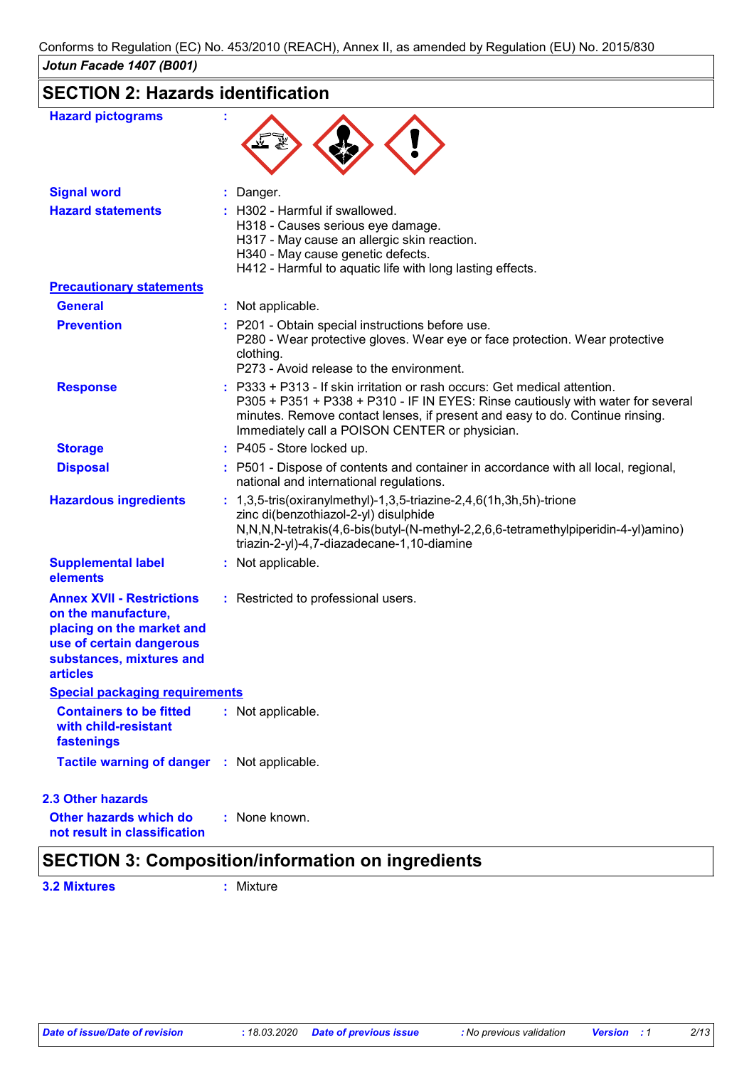Conforms to Regulation (EC) No. 453/2010 (REACH), Annex II, as amended by Regulation (EU) No. 2015/830

***Jotun Facade 1407 (B001)***

## SECTION 2: Hazards identification

**Hazard pictograms** :

**Signal word** : Danger.

**Hazard statements** : H302 - Harmful if swallowed.
H318 - Causes serious eye damage.
H317 - May cause an allergic skin reaction.
H340 - May cause genetic defects.
H412 - Harmful to aquatic life with long lasting effects.

**Precautionary statements**

**General** : Not applicable.

**Prevention** : P201 - Obtain special instructions before use.
P280 - Wear protective gloves. Wear eye or face protection. Wear protective clothing.
P273 - Avoid release to the environment.

**Response** : P333 + P313 - If skin irritation or rash occurs: Get medical attention.
P305 + P351 + P338 + P310 - IF IN EYES: Rinse cautiously with water for several minutes. Remove contact lenses, if present and easy to do. Continue rinsing. Immediately call a POISON CENTER or physician.

**Storage** : P405 - Store locked up.

**Disposal** : P501 - Dispose of contents and container in accordance with all local, regional, national and international regulations.

**Hazardous ingredients** : 1,3,5-tris(oxiranylmethyl)-1,3,5-triazine-2,4,6(1h,3h,5h)-trione
zinc di(benzothiazol-2-yl) disulphide
N,N,N,N-tetrakis(4,6-bis(butyl-(N-methyl-2,2,6,6-tetramethylpiperidin-4-yl)amino)triazin-2-yl)-4,7-diazadecane-1,10-diamine

**Supplemental label elements** : Not applicable.

**Annex XVII - Restrictions on the manufacture, placing on the market and use of certain dangerous substances, mixtures and articles** : Restricted to professional users.

**Special packaging requirements**

**Containers to be fitted with child-resistant fastenings** : Not applicable.

**Tactile warning of danger** : Not applicable.

### 2.3 Other hazards

**Other hazards which do not result in classification** : None known.

## SECTION 3: Composition/information on ingredients

**3.2 Mixtures** : Mixture

| Date of issue/Date of revision | : 18.03.2020 | Date of previous issue | : No previous validation | Version | : 1 |
|---|---|---|---|---|---|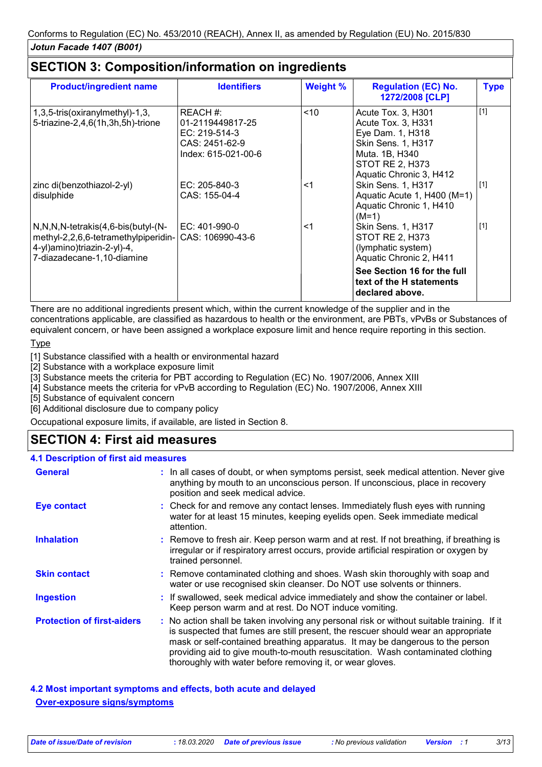## SECTION 3: Composition/information on ingredients

| Product/ingredient name | Identifiers | Weight % | Regulation (EC) No. 1272/2008 [CLP] | Type |
|---|---|---|---|---|
| 1,3,5-tris(oxiranylmethyl)-1,3, 5-triazine-2,4,6(1h,3h,5h)-trione | REACH #: 01-2119449817-25<br>EC: 219-514-3<br>CAS: 2451-62-9<br>Index: 615-021-00-6 | <10 | Acute Tox. 3, H301<br>Acute Tox. 3, H331<br>Eye Dam. 1, H318<br>Skin Sens. 1, H317<br>Muta. 1B, H340<br>STOT RE 2, H373<br>Aquatic Chronic 3, H412 | [1] |
| zinc di(benzothiazol-2-yl) disulphide | EC: 205-840-3<br>CAS: 155-04-4 | <1 | Skin Sens. 1, H317<br>Aquatic Acute 1, H400 (M=1)<br>Aquatic Chronic 1, H410 (M=1) | [1] |
| N,N,N,N-tetrakis(4,6-bis(butyl-(N-methyl-2,2,6,6-tetramethylpiperidin-4-yl)amino)triazin-2-yl)-4, 7-diazadecane-1,10-diamine | EC: 401-990-0<br>CAS: 106990-43-6 | <1 | Skin Sens. 1, H317<br>STOT RE 2, H373 (lymphatic system)<br>Aquatic Chronic 2, H411 | [1] |
| | | | **See Section 16 for the full text of the H statements declared above.** | |

There are no additional ingredients present which, within the current knowledge of the supplier and in the concentrations applicable, are classified as hazardous to health or the environment, are PBTs, vPvBs or Substances of equivalent concern, or have been assigned a workplace exposure limit and hence require reporting in this section.

Type

[1] Substance classified with a health or environmental hazard
[2] Substance with a workplace exposure limit
[3] Substance meets the criteria for PBT according to Regulation (EC) No. 1907/2006, Annex XIII
[4] Substance meets the criteria for vPvB according to Regulation (EC) No. 1907/2006, Annex XIII
[5] Substance of equivalent concern
[6] Additional disclosure due to company policy

Occupational exposure limits, if available, are listed in Section 8.

## SECTION 4: First aid measures

### 4.1 Description of first aid measures

**General** : In all cases of doubt, or when symptoms persist, seek medical attention. Never give anything by mouth to an unconscious person. If unconscious, place in recovery position and seek medical advice.

**Eye contact** : Check for and remove any contact lenses. Immediately flush eyes with running water for at least 15 minutes, keeping eyelids open. Seek immediate medical attention.

**Inhalation** : Remove to fresh air. Keep person warm and at rest. If not breathing, if breathing is irregular or if respiratory arrest occurs, provide artificial respiration or oxygen by trained personnel.

**Skin contact** : Remove contaminated clothing and shoes. Wash skin thoroughly with soap and water or use recognised skin cleanser. Do NOT use solvents or thinners.

**Ingestion** : If swallowed, seek medical advice immediately and show the container or label. Keep person warm and at rest. Do NOT induce vomiting.

**Protection of first-aiders** : No action shall be taken involving any personal risk or without suitable training. If it is suspected that fumes are still present, the rescuer should wear an appropriate mask or self-contained breathing apparatus. It may be dangerous to the person providing aid to give mouth-to-mouth resuscitation. Wash contaminated clothing thoroughly with water before removing it, or wear gloves.

### 4.2 Most important symptoms and effects, both acute and delayed

**Over-exposure signs/symptoms**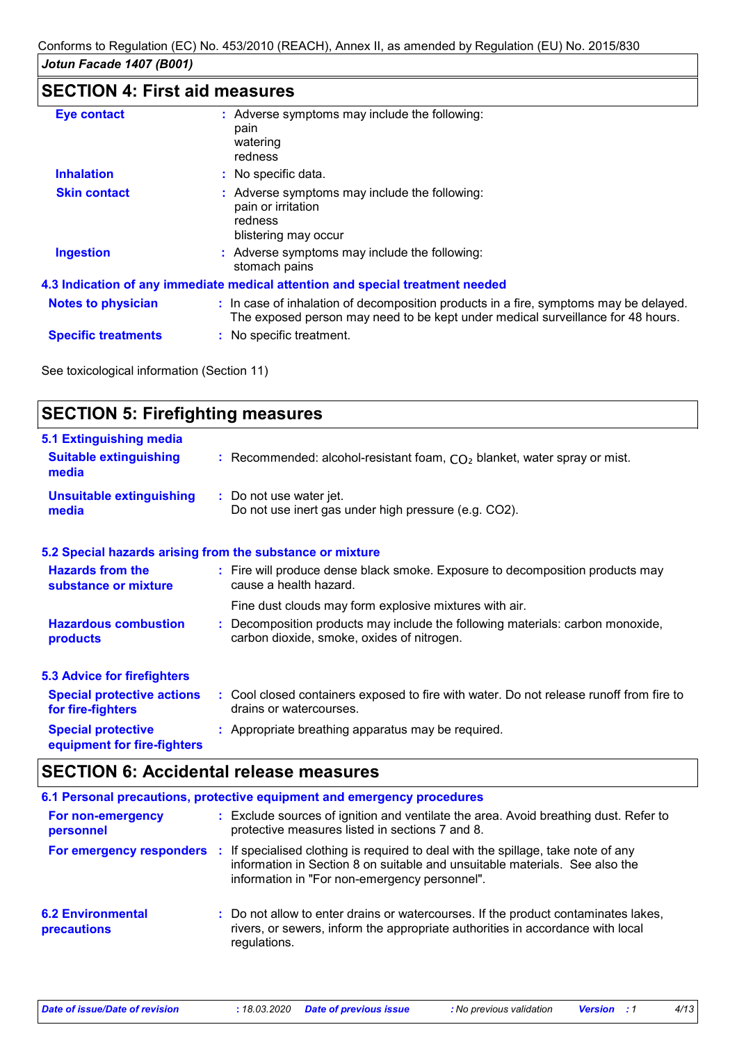## SECTION 4: First aid measures

**Eye contact** : Adverse symptoms may include the following:
pain
watering
redness

**Inhalation** : No specific data.

**Skin contact** : Adverse symptoms may include the following:
pain or irritation
redness
blistering may occur

**Ingestion** : Adverse symptoms may include the following:
stomach pains

### 4.3 Indication of any immediate medical attention and special treatment needed

**Notes to physician** : In case of inhalation of decomposition products in a fire, symptoms may be delayed. The exposed person may need to be kept under medical surveillance for 48 hours.

**Specific treatments** : No specific treatment.

See toxicological information (Section 11)

## SECTION 5: Firefighting measures

### 5.1 Extinguishing media

**Suitable extinguishing media** : Recommended: alcohol-resistant foam, $CO_2$ blanket, water spray or mist.

**Unsuitable extinguishing media** : Do not use water jet.
Do not use inert gas under high pressure (e.g. CO2).

### 5.2 Special hazards arising from the substance or mixture

**Hazards from the substance or mixture** : Fire will produce dense black smoke. Exposure to decomposition products may cause a health hazard.

Fine dust clouds may form explosive mixtures with air.

**Hazardous combustion products** : Decomposition products may include the following materials: carbon monoxide, carbon dioxide, smoke, oxides of nitrogen.

### 5.3 Advice for firefighters

**Special protective actions for fire-fighters** : Cool closed containers exposed to fire with water. Do not release runoff from fire to drains or watercourses.

**Special protective equipment for fire-fighters** : Appropriate breathing apparatus may be required.

## SECTION 6: Accidental release measures

### 6.1 Personal precautions, protective equipment and emergency procedures

**For non-emergency personnel** : Exclude sources of ignition and ventilate the area. Avoid breathing dust. Refer to protective measures listed in sections 7 and 8.

**For emergency responders** : If specialised clothing is required to deal with the spillage, take note of any information in Section 8 on suitable and unsuitable materials. See also the information in "For non-emergency personnel".

**6.2 Environmental precautions** : Do not allow to enter drains or watercourses. If the product contaminates lakes, rivers, or sewers, inform the appropriate authorities in accordance with local regulations.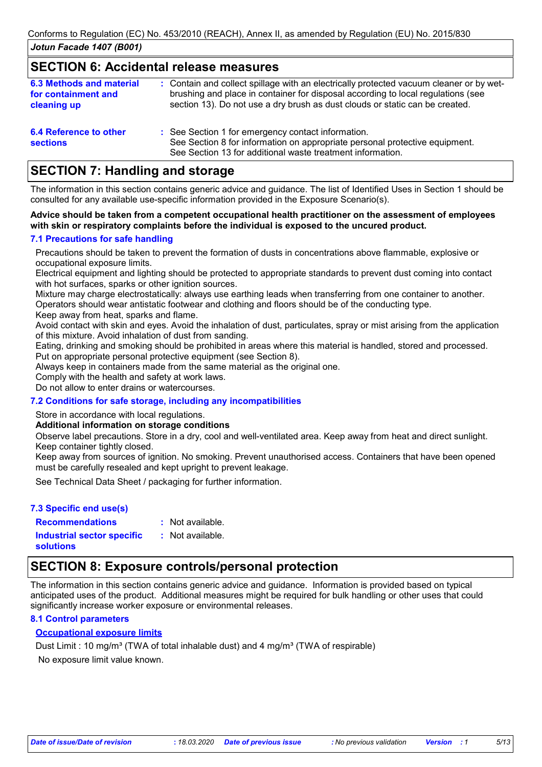## SECTION 6: Accidental release measures

| | |
|---|---|
| **6.3 Methods and material for containment and cleaning up** | : Contain and collect spillage with an electrically protected vacuum cleaner or by wet-brushing and place in container for disposal according to local regulations (see section 13). Do not use a dry brush as dust clouds or static can be created. |
| **6.4 Reference to other sections** | : See Section 1 for emergency contact information. See Section 8 for information on appropriate personal protective equipment. See Section 13 for additional waste treatment information. |

## SECTION 7: Handling and storage

The information in this section contains generic advice and guidance. The list of Identified Uses in Section 1 should be consulted for any available use-specific information provided in the Exposure Scenario(s).

**Advice should be taken from a competent occupational health practitioner on the assessment of employees with skin or respiratory complaints before the individual is exposed to the uncured product.**

### 7.1 Precautions for safe handling

Precautions should be taken to prevent the formation of dusts in concentrations above flammable, explosive or occupational exposure limits.
Electrical equipment and lighting should be protected to appropriate standards to prevent dust coming into contact with hot surfaces, sparks or other ignition sources.
Mixture may charge electrostatically: always use earthing leads when transferring from one container to another. Operators should wear antistatic footwear and clothing and floors should be of the conducting type.
Keep away from heat, sparks and flame.
Avoid contact with skin and eyes. Avoid the inhalation of dust, particulates, spray or mist arising from the application of this mixture. Avoid inhalation of dust from sanding.
Eating, drinking and smoking should be prohibited in areas where this material is handled, stored and processed.
Put on appropriate personal protective equipment (see Section 8).
Always keep in containers made from the same material as the original one.
Comply with the health and safety at work laws.
Do not allow to enter drains or watercourses.

### 7.2 Conditions for safe storage, including any incompatibilities

Store in accordance with local regulations.

**Additional information on storage conditions**

Observe label precautions. Store in a dry, cool and well-ventilated area. Keep away from heat and direct sunlight. Keep container tightly closed.
Keep away from sources of ignition. No smoking. Prevent unauthorised access. Containers that have been opened must be carefully resealed and kept upright to prevent leakage.

See Technical Data Sheet / packaging for further information.

### 7.3 Specific end use(s)

| | |
|---|---|
| **Recommendations** | : Not available. |
| **Industrial sector specific solutions** | : Not available. |

## SECTION 8: Exposure controls/personal protection

The information in this section contains generic advice and guidance. Information is provided based on typical anticipated uses of the product. Additional measures might be required for bulk handling or other uses that could significantly increase worker exposure or environmental releases.

### 8.1 Control parameters

**Occupational exposure limits**

Dust Limit : 10 mg/m³ (TWA of total inhalable dust) and 4 mg/m³ (TWA of respirable)

No exposure limit value known.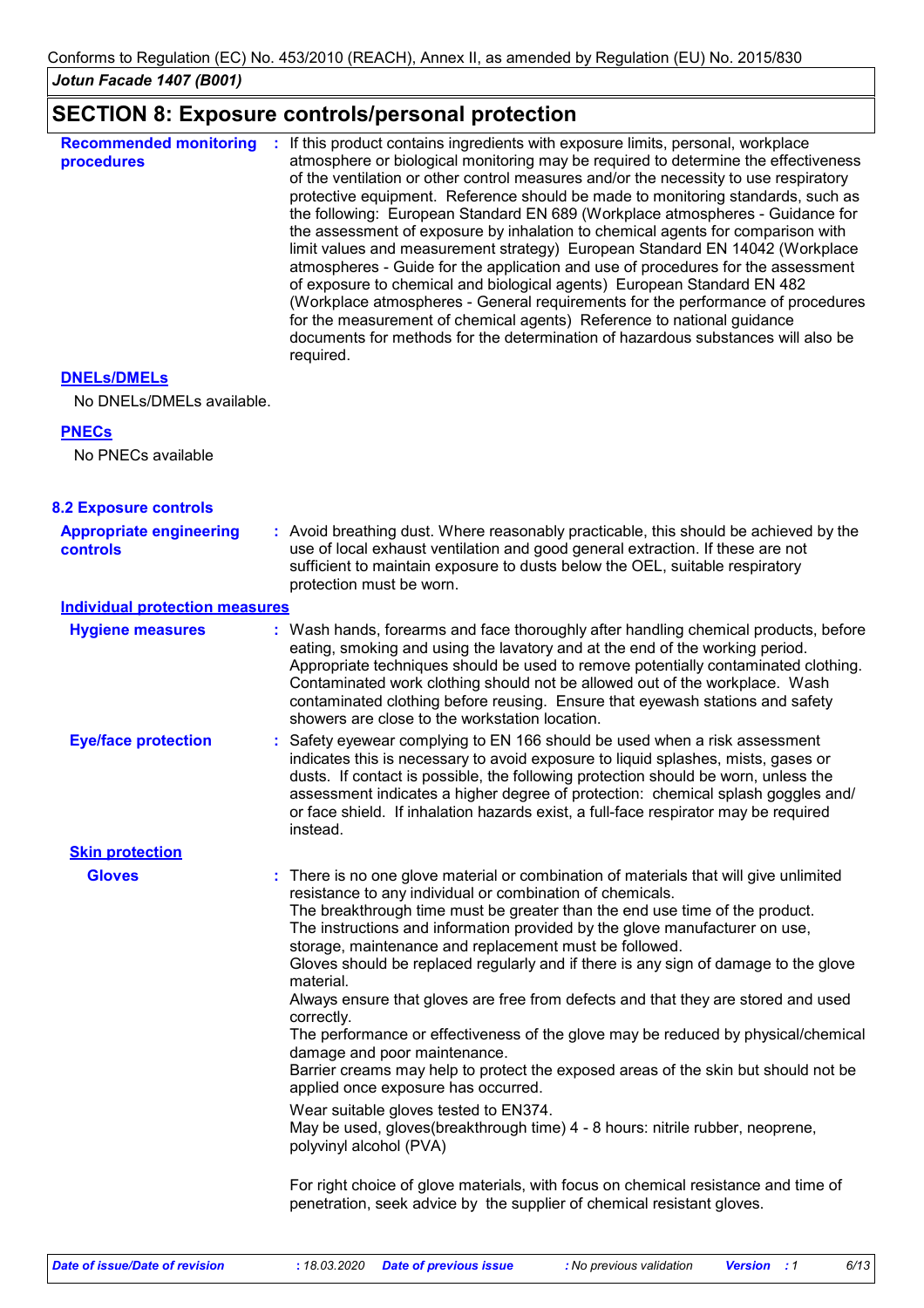## SECTION 8: Exposure controls/personal protection

**Recommended monitoring procedures** : If this product contains ingredients with exposure limits, personal, workplace atmosphere or biological monitoring may be required to determine the effectiveness of the ventilation or other control measures and/or the necessity to use respiratory protective equipment. Reference should be made to monitoring standards, such as the following: European Standard EN 689 (Workplace atmospheres - Guidance for the assessment of exposure by inhalation to chemical agents for comparison with limit values and measurement strategy) European Standard EN 14042 (Workplace atmospheres - Guide for the application and use of procedures for the assessment of exposure to chemical and biological agents) European Standard EN 482 (Workplace atmospheres - General requirements for the performance of procedures for the measurement of chemical agents) Reference to national guidance documents for methods for the determination of hazardous substances will also be required.

**DNELs/DMELs**

No DNELs/DMELs available.

**PNECs**

No PNECs available

### 8.2 Exposure controls

**Appropriate engineering controls** : Avoid breathing dust. Where reasonably practicable, this should be achieved by the use of local exhaust ventilation and good general extraction. If these are not sufficient to maintain exposure to dusts below the OEL, suitable respiratory protection must be worn.

**Individual protection measures**

**Hygiene measures** : Wash hands, forearms and face thoroughly after handling chemical products, before eating, smoking and using the lavatory and at the end of the working period. Appropriate techniques should be used to remove potentially contaminated clothing. Contaminated work clothing should not be allowed out of the workplace. Wash contaminated clothing before reusing. Ensure that eyewash stations and safety showers are close to the workstation location.

**Eye/face protection** : Safety eyewear complying to EN 166 should be used when a risk assessment indicates this is necessary to avoid exposure to liquid splashes, mists, gases or dusts. If contact is possible, the following protection should be worn, unless the assessment indicates a higher degree of protection: chemical splash goggles and/ or face shield. If inhalation hazards exist, a full-face respirator may be required instead.

**Skin protection**

**Gloves** : There is no one glove material or combination of materials that will give unlimited resistance to any individual or combination of chemicals.
The breakthrough time must be greater than the end use time of the product.
The instructions and information provided by the glove manufacturer on use, storage, maintenance and replacement must be followed.
Gloves should be replaced regularly and if there is any sign of damage to the glove material.
Always ensure that gloves are free from defects and that they are stored and used correctly.
The performance or effectiveness of the glove may be reduced by physical/chemical damage and poor maintenance.
Barrier creams may help to protect the exposed areas of the skin but should not be applied once exposure has occurred.

Wear suitable gloves tested to EN374.
May be used, gloves(breakthrough time) 4 - 8 hours: nitrile rubber, neoprene, polyvinyl alcohol (PVA)

For right choice of glove materials, with focus on chemical resistance and time of penetration, seek advice by the supplier of chemical resistant gloves.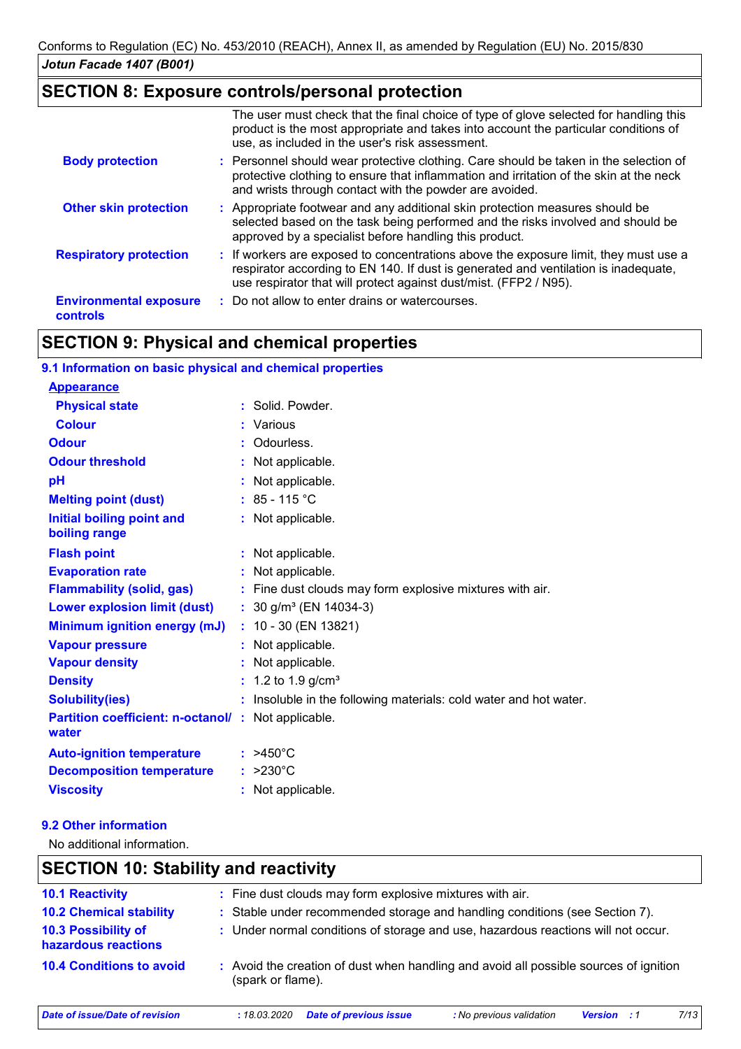## SECTION 8: Exposure controls/personal protection

The user must check that the final choice of type of glove selected for handling this product is the most appropriate and takes into account the particular conditions of use, as included in the user's risk assessment.

**Body protection** : Personnel should wear protective clothing. Care should be taken in the selection of protective clothing to ensure that inflammation and irritation of the skin at the neck and wrists through contact with the powder are avoided.

**Other skin protection** : Appropriate footwear and any additional skin protection measures should be selected based on the task being performed and the risks involved and should be approved by a specialist before handling this product.

**Respiratory protection** : If workers are exposed to concentrations above the exposure limit, they must use a respirator according to EN 140. If dust is generated and ventilation is inadequate, use respirator that will protect against dust/mist. (FFP2 / N95).

**Environmental exposure controls** : Do not allow to enter drains or watercourses.

## SECTION 9: Physical and chemical properties

### 9.1 Information on basic physical and chemical properties

**Appearance**

| Property | Value |
|---|---|
| Physical state | Solid. Powder. |
| Colour | Various |
| Odour | Odourless. |
| Odour threshold | Not applicable. |
| pH | Not applicable. |
| Melting point (dust) | 85 - 115 °C |
| Initial boiling point and boiling range | Not applicable. |
| Flash point | Not applicable. |
| Evaporation rate | Not applicable. |
| Flammability (solid, gas) | Fine dust clouds may form explosive mixtures with air. |
| Lower explosion limit (dust) | 30 g/m³ (EN 14034-3) |
| Minimum ignition energy (mJ) | 10 - 30 (EN 13821) |
| Vapour pressure | Not applicable. |
| Vapour density | Not applicable. |
| Density | 1.2 to 1.9 g/cm³ |
| Solubility(ies) | Insoluble in the following materials: cold water and hot water. |
| Partition coefficient: n-octanol/ water | Not applicable. |
| Auto-ignition temperature | >450°C |
| Decomposition temperature | >230°C |
| Viscosity | Not applicable. |

### 9.2 Other information

No additional information.

## SECTION 10: Stability and reactivity

**10.1 Reactivity** : Fine dust clouds may form explosive mixtures with air.

**10.2 Chemical stability** : Stable under recommended storage and handling conditions (see Section 7).

**10.3 Possibility of hazardous reactions** : Under normal conditions of storage and use, hazardous reactions will not occur.

**10.4 Conditions to avoid** : Avoid the creation of dust when handling and avoid all possible sources of ignition (spark or flame).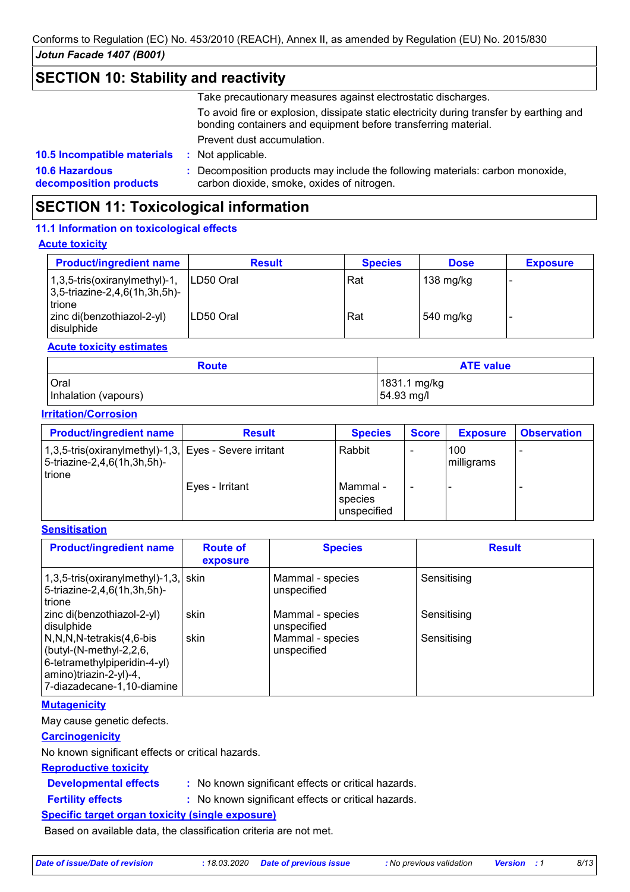## SECTION 10: Stability and reactivity

Take precautionary measures against electrostatic discharges.

To avoid fire or explosion, dissipate static electricity during transfer by earthing and bonding containers and equipment before transferring material.

Prevent dust accumulation.

**10.5 Incompatible materials** : Not applicable.

**10.6 Hazardous decomposition products** : Decomposition products may include the following materials: carbon monoxide, carbon dioxide, smoke, oxides of nitrogen.

## SECTION 11: Toxicological information

### 11.1 Information on toxicological effects

**Acute toxicity**

| Product/ingredient name | Result | Species | Dose | Exposure |
|---|---|---|---|---|
| 1,3,5-tris(oxiranylmethyl)-1,3,5-triazine-2,4,6(1h,3h,5h)-trione | LD50 Oral | Rat | 138 mg/kg | - |
| zinc di(benzothiazol-2-yl) disulphide | LD50 Oral | Rat | 540 mg/kg | - |

**Acute toxicity estimates**

| Route | ATE value |
|---|---|
| Oral | 1831.1 mg/kg |
| Inhalation (vapours) | 54.93 mg/l |

**Irritation/Corrosion**

| Product/ingredient name | Result | Species | Score | Exposure | Observation |
|---|---|---|---|---|---|
| 1,3,5-tris(oxiranylmethyl)-1,3,5-triazine-2,4,6(1h,3h,5h)-trione | Eyes - Severe irritant | Rabbit | - | 100 milligrams | - |
| | Eyes - Irritant | Mammal - species unspecified | - | - | - |

**Sensitisation**

| Product/ingredient name | Route of exposure | Species | Result |
|---|---|---|---|
| 1,3,5-tris(oxiranylmethyl)-1,3,5-triazine-2,4,6(1h,3h,5h)-trione | skin | Mammal - species unspecified | Sensitising |
| zinc di(benzothiazol-2-yl) disulphide | skin | Mammal - species unspecified | Sensitising |
| N,N,N,N-tetrakis(4,6-bis(butyl-(N-methyl-2,2,6,6-tetramethylpiperidin-4-yl)amino)triazin-2-yl)-4,7-diazadecane-1,10-diamine | skin | Mammal - species unspecified | Sensitising |

**Mutagenicity**

May cause genetic defects.

**Carcinogenicity**

No known significant effects or critical hazards.

**Reproductive toxicity**

**Developmental effects** : No known significant effects or critical hazards.

**Fertility effects** : No known significant effects or critical hazards.

**Specific target organ toxicity (single exposure)**

Based on available data, the classification criteria are not met.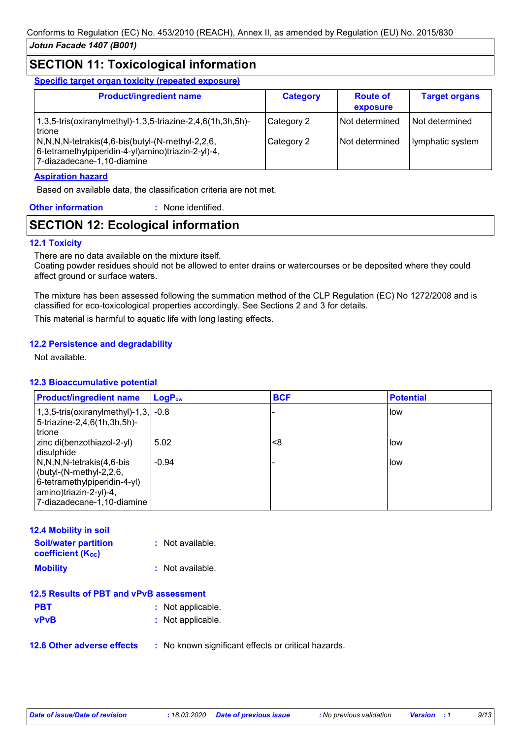## SECTION 11: Toxicological information

**Specific target organ toxicity (repeated exposure)**

| Product/ingredient name | Category | Route of exposure | Target organs |
|---|---|---|---|
| 1,3,5-tris(oxiranylmethyl)-1,3,5-triazine-2,4,6(1h,3h,5h)-trione | Category 2 | Not determined | Not determined |
| N,N,N,N-tetrakis(4,6-bis(butyl-(N-methyl-2,2,6,6-tetramethylpiperidin-4-yl)amino)triazin-2-yl)-4,7-diazadecane-1,10-diamine | Category 2 | Not determined | lymphatic system |

**Aspiration hazard**

Based on available data, the classification criteria are not met.

**Other information** : None identified.

## SECTION 12: Ecological information

### 12.1 Toxicity

There are no data available on the mixture itself.
Coating powder residues should not be allowed to enter drains or watercourses or be deposited where they could affect ground or surface waters.

The mixture has been assessed following the summation method of the CLP Regulation (EC) No 1272/2008 and is classified for eco-toxicological properties accordingly. See Sections 2 and 3 for details.

This material is harmful to aquatic life with long lasting effects.

### 12.2 Persistence and degradability

Not available.

### 12.3 Bioaccumulative potential

| Product/ingredient name | $LogP_{ow}$ | BCF | Potential |
|---|---|---|---|
| 1,3,5-tris(oxiranylmethyl)-1,3,5-triazine-2,4,6(1h,3h,5h)-trione | -0.8 | - | low |
| zinc di(benzothiazol-2-yl) disulphide | 5.02 | <8 | low |
| N,N,N,N-tetrakis(4,6-bis (butyl-(N-methyl-2,2,6,6-tetramethylpiperidin-4-yl) amino)triazin-2-yl)-4,7-diazadecane-1,10-diamine | -0.94 | - | low |

### 12.4 Mobility in soil

**Soil/water partition coefficient ($K_{OC}$)** : Not available.

**Mobility** : Not available.

### 12.5 Results of PBT and vPvB assessment

**PBT** : Not applicable.

**vPvB** : Not applicable.

**12.6 Other adverse effects** : No known significant effects or critical hazards.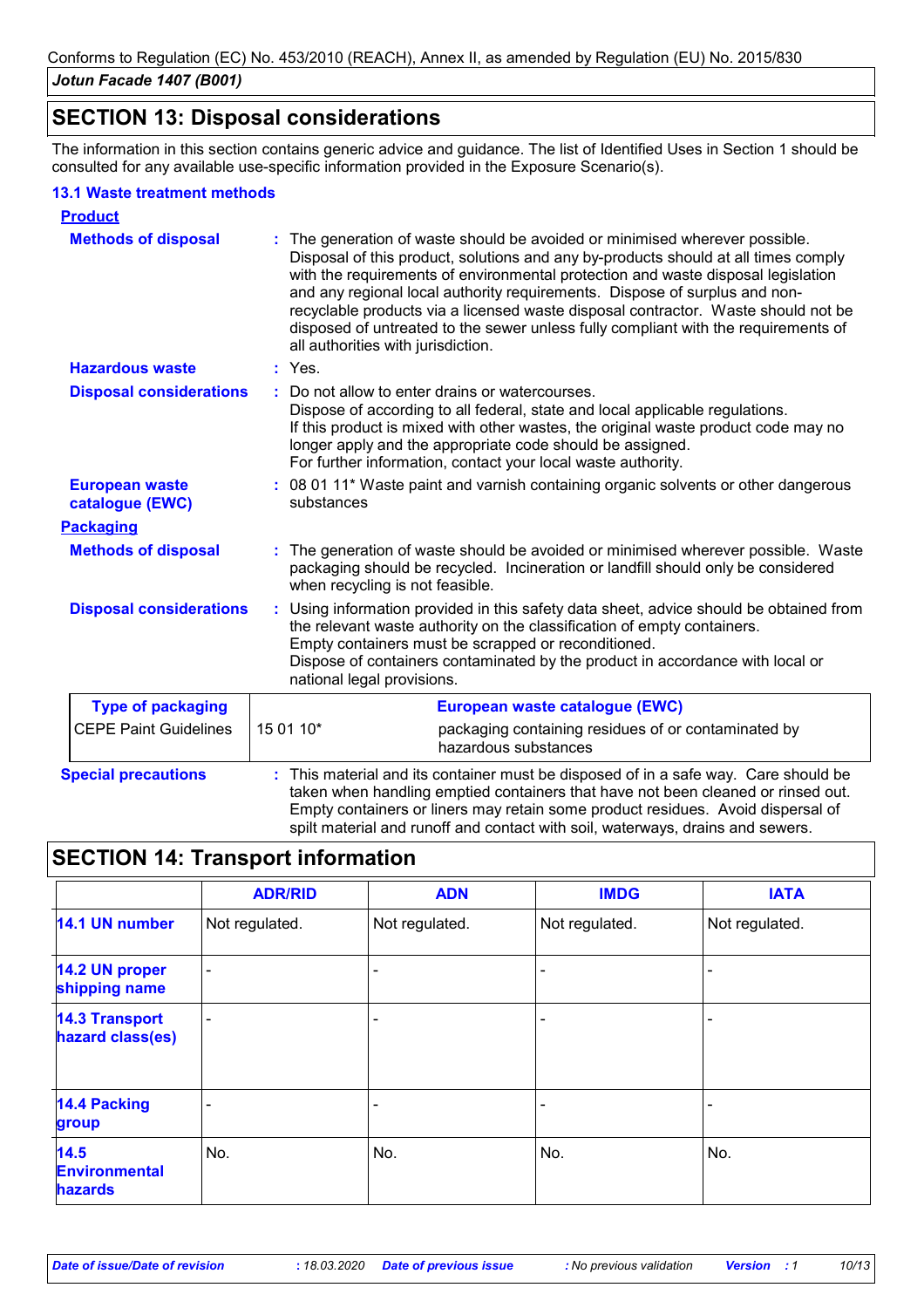## SECTION 13: Disposal considerations

The information in this section contains generic advice and guidance. The list of Identified Uses in Section 1 should be consulted for any available use-specific information provided in the Exposure Scenario(s).

### 13.1 Waste treatment methods

**Product**

**Methods of disposal** : The generation of waste should be avoided or minimised wherever possible. Disposal of this product, solutions and any by-products should at all times comply with the requirements of environmental protection and waste disposal legislation and any regional local authority requirements. Dispose of surplus and non-recyclable products via a licensed waste disposal contractor. Waste should not be disposed of untreated to the sewer unless fully compliant with the requirements of all authorities with jurisdiction.

**Hazardous waste** : Yes.

**Disposal considerations** : Do not allow to enter drains or watercourses.
Dispose of according to all federal, state and local applicable regulations.
If this product is mixed with other wastes, the original waste product code may no longer apply and the appropriate code should be assigned.
For further information, contact your local waste authority.

**European waste catalogue (EWC)** : 08 01 11* Waste paint and varnish containing organic solvents or other dangerous substances

**Packaging**

**Methods of disposal** : The generation of waste should be avoided or minimised wherever possible. Waste packaging should be recycled. Incineration or landfill should only be considered when recycling is not feasible.

**Disposal considerations** : Using information provided in this safety data sheet, advice should be obtained from the relevant waste authority on the classification of empty containers.
Empty containers must be scrapped or reconditioned.
Dispose of containers contaminated by the product in accordance with local or national legal provisions.

| Type of packaging | European waste catalogue (EWC) | |
|---|---|---|
| CEPE Paint Guidelines | 15 01 10* | packaging containing residues of or contaminated by hazardous substances |

**Special precautions** : This material and its container must be disposed of in a safe way. Care should be taken when handling emptied containers that have not been cleaned or rinsed out. Empty containers or liners may retain some product residues. Avoid dispersal of spilt material and runoff and contact with soil, waterways, drains and sewers.

## SECTION 14: Transport information

| | ADR/RID | ADN | IMDG | IATA |
|---|---|---|---|---|
| 14.1 UN number | Not regulated. | Not regulated. | Not regulated. | Not regulated. |
| 14.2 UN proper shipping name | - | - | - | - |
| 14.3 Transport hazard class(es) | - | - | - | - |
| 14.4 Packing group | - | - | - | - |
| 14.5 Environmental hazards | No. | No. | No. | No. |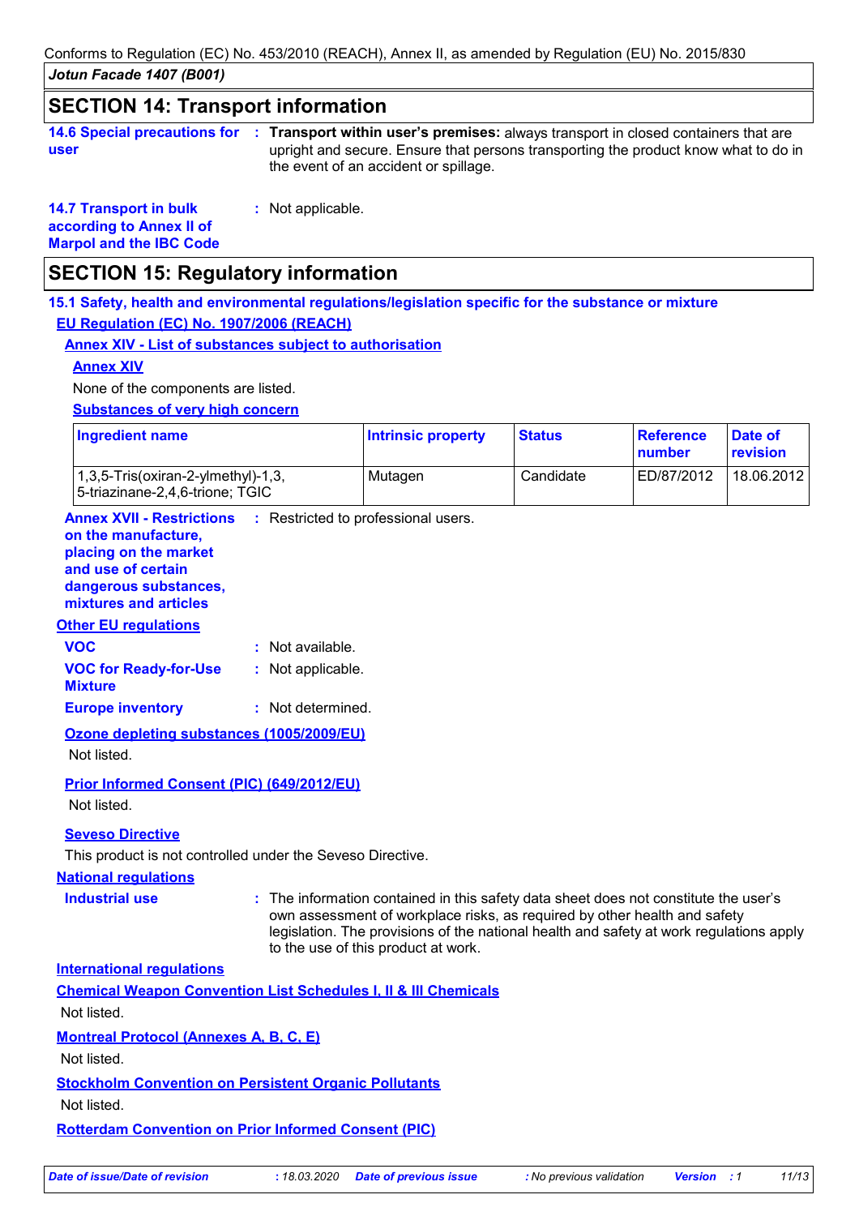## SECTION 14: Transport information

**14.6 Special precautions for user** : **Transport within user's premises:** always transport in closed containers that are upright and secure. Ensure that persons transporting the product know what to do in the event of an accident or spillage.

**14.7 Transport in bulk according to Annex II of Marpol and the IBC Code** : Not applicable.

## SECTION 15: Regulatory information

### 15.1 Safety, health and environmental regulations/legislation specific for the substance or mixture

**EU Regulation (EC) No. 1907/2006 (REACH)**

**Annex XIV - List of substances subject to authorisation**

**Annex XIV**

None of the components are listed.

**Substances of very high concern**

| Ingredient name | Intrinsic property | Status | Reference number | Date of revision |
|---|---|---|---|---|
| 1,3,5-Tris(oxiran-2-ylmethyl)-1,3, 5-triazinane-2,4,6-trione; TGIC | Mutagen | Candidate | ED/87/2012 | 18.06.2012 |

**Annex XVII - Restrictions on the manufacture, placing on the market and use of certain dangerous substances, mixtures and articles** : Restricted to professional users.

**Other EU regulations**

**VOC** : Not available.

**VOC for Ready-for-Use Mixture** : Not applicable.

**Europe inventory** : Not determined.

**Ozone depleting substances (1005/2009/EU)**

Not listed.

**Prior Informed Consent (PIC) (649/2012/EU)**

Not listed.

**Seveso Directive**

This product is not controlled under the Seveso Directive.

**National regulations**

**Industrial use** : The information contained in this safety data sheet does not constitute the user's own assessment of workplace risks, as required by other health and safety legislation. The provisions of the national health and safety at work regulations apply to the use of this product at work.

**International regulations**

**Chemical Weapon Convention List Schedules I, II & III Chemicals**

Not listed.

**Montreal Protocol (Annexes A, B, C, E)**

Not listed.

**Stockholm Convention on Persistent Organic Pollutants**

Not listed.

**Rotterdam Convention on Prior Informed Consent (PIC)**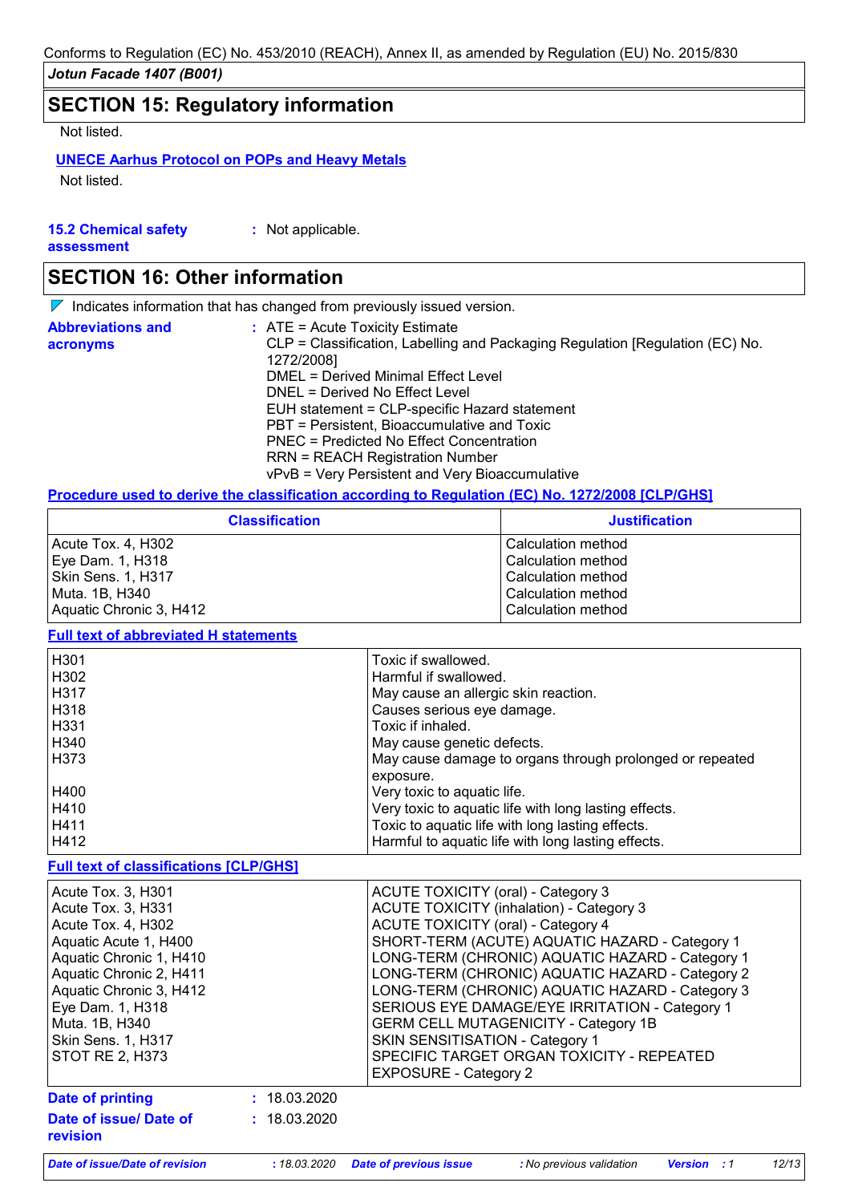Conforms to Regulation (EC) No. 453/2010 (REACH), Annex II, as amended by Regulation (EU) No. 2015/830

*Jotun Facade 1407 (B001)*

## SECTION 15: Regulatory information

Not listed.

**UNECE Aarhus Protocol on POPs and Heavy Metals**

Not listed.

**15.2 Chemical safety assessment** : Not applicable.

## SECTION 16: Other information

Indicates information that has changed from previously issued version.

**Abbreviations and acronyms** :
ATE = Acute Toxicity Estimate
CLP = Classification, Labelling and Packaging Regulation [Regulation (EC) No. 1272/2008]
DMEL = Derived Minimal Effect Level
DNEL = Derived No Effect Level
EUH statement = CLP-specific Hazard statement
PBT = Persistent, Bioaccumulative and Toxic
PNEC = Predicted No Effect Concentration
RRN = REACH Registration Number
vPvB = Very Persistent and Very Bioaccumulative

**Procedure used to derive the classification according to Regulation (EC) No. 1272/2008 [CLP/GHS]**

| Classification | Justification |
|---|---|
| Acute Tox. 4, H302 | Calculation method |
| Eye Dam. 1, H318 | Calculation method |
| Skin Sens. 1, H317 | Calculation method |
| Muta. 1B, H340 | Calculation method |
| Aquatic Chronic 3, H412 | Calculation method |

**Full text of abbreviated H statements**

| | |
|---|---|
| H301 | Toxic if swallowed. |
| H302 | Harmful if swallowed. |
| H317 | May cause an allergic skin reaction. |
| H318 | Causes serious eye damage. |
| H331 | Toxic if inhaled. |
| H340 | May cause genetic defects. |
| H373 | May cause damage to organs through prolonged or repeated exposure. |
| H400 | Very toxic to aquatic life. |
| H410 | Very toxic to aquatic life with long lasting effects. |
| H411 | Toxic to aquatic life with long lasting effects. |
| H412 | Harmful to aquatic life with long lasting effects. |

**Full text of classifications [CLP/GHS]**

| | |
|---|---|
| Acute Tox. 3, H301 | ACUTE TOXICITY (oral) - Category 3 |
| Acute Tox. 3, H331 | ACUTE TOXICITY (inhalation) - Category 3 |
| Acute Tox. 4, H302 | ACUTE TOXICITY (oral) - Category 4 |
| Aquatic Acute 1, H400 | SHORT-TERM (ACUTE) AQUATIC HAZARD - Category 1 |
| Aquatic Chronic 1, H410 | LONG-TERM (CHRONIC) AQUATIC HAZARD - Category 1 |
| Aquatic Chronic 2, H411 | LONG-TERM (CHRONIC) AQUATIC HAZARD - Category 2 |
| Aquatic Chronic 3, H412 | LONG-TERM (CHRONIC) AQUATIC HAZARD - Category 3 |
| Eye Dam. 1, H318 | SERIOUS EYE DAMAGE/EYE IRRITATION - Category 1 |
| Muta. 1B, H340 | GERM CELL MUTAGENICITY - Category 1B |
| Skin Sens. 1, H317 | SKIN SENSITISATION - Category 1 |
| STOT RE 2, H373 | SPECIFIC TARGET ORGAN TOXICITY - REPEATED EXPOSURE - Category 2 |

**Date of printing** : 18.03.2020

**Date of issue/ Date of revision** : 18.03.2020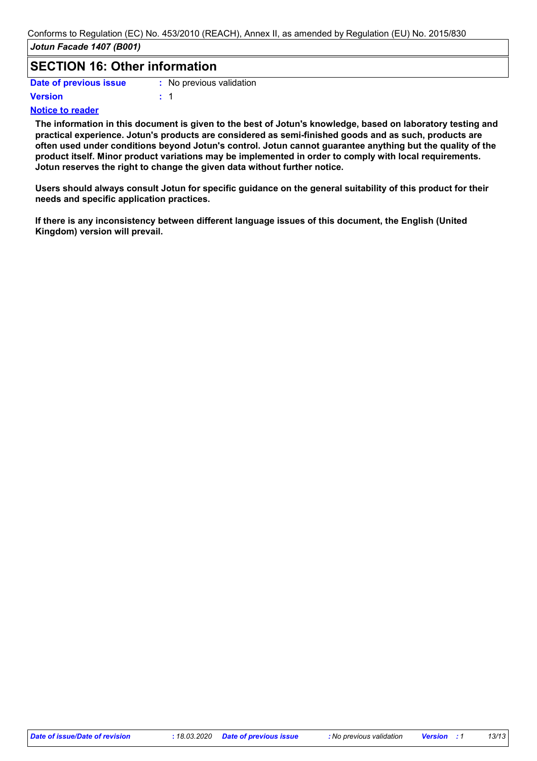## SECTION 16: Other information

**Date of previous issue** : No previous validation

**Version** : 1

**Notice to reader**

**The information in this document is given to the best of Jotun's knowledge, based on laboratory testing and practical experience. Jotun's products are considered as semi-finished goods and as such, products are often used under conditions beyond Jotun's control. Jotun cannot guarantee anything but the quality of the product itself. Minor product variations may be implemented in order to comply with local requirements. Jotun reserves the right to change the given data without further notice.**

**Users should always consult Jotun for specific guidance on the general suitability of this product for their needs and specific application practices.**

**If there is any inconsistency between different language issues of this document, the English (United Kingdom) version will prevail.**